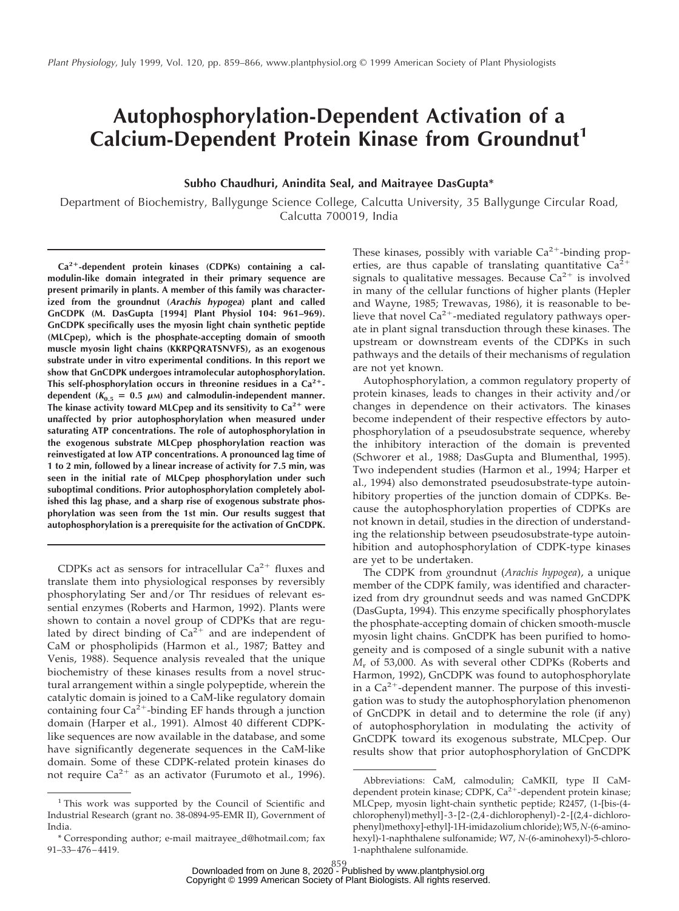# Autophosphorylation-Dependent Activation of a Calcium-Dependent Protein Kinase from Groundnut[1]

**Subho Chaudhuri, Anindita Seal, and Maitrayee DasGupta***

Department of Biochemistry, Ballygunge Science College, Calcutta University, 35 Ballygunge Circular Road, Calcutta 700019, India

**$Ca^{2+}$-dependent protein kinases (CDPKs) containing a calmodulin-like domain integrated in their primary sequence are present primarily in plants. A member of this family was characterized from the groundnut (*Arachis hypogea*) plant and called GnCDPK (M. DasGupta [1994] Plant Physiol 104: 961–969). GnCDPK specifically uses the myosin light chain synthetic peptide (MLCpep), which is the phosphate-accepting domain of smooth muscle myosin light chains (KKRPQRATSNVFS), as an exogenous substrate under in vitro experimental conditions. In this report we show that GnCDPK undergoes intramolecular autophosphorylation. This self-phosphorylation occurs in threonine residues in a $Ca^{2+}$-dependent ($K_{0.5}$ = 0.5 μM) and calmodulin-independent manner. The kinase activity toward MLCpep and its sensitivity to $Ca^{2+}$ were unaffected by prior autophosphorylation when measured under saturating ATP concentrations. The role of autophosphorylation in the exogenous substrate MLCpep phosphorylation reaction was reinvestigated at low ATP concentrations. A pronounced lag time of 1 to 2 min, followed by a linear increase of activity for 7.5 min, was seen in the initial rate of MLCpep phosphorylation under such suboptimal conditions. Prior autophosphorylation completely abolished this lag phase, and a sharp rise of exogenous substrate phosphorylation was seen from the 1st min. Our results suggest that autophosphorylation is a prerequisite for the activation of GnCDPK.**

CDPKs act as sensors for intracellular $Ca^{2+}$ fluxes and translate them into physiological responses by reversibly phosphorylating Ser and/or Thr residues of relevant essential enzymes (Roberts and Harmon, 1992). Plants were shown to contain a novel group of CDPKs that are regulated by direct binding of $Ca^{2+}$ and are independent of CaM or phospholipids (Harmon et al., 1987; Battey and Venis, 1988). Sequence analysis revealed that the unique biochemistry of these kinases results from a novel structural arrangement within a single polypeptide, wherein the catalytic domain is joined to a CaM-like regulatory domain containing four $Ca^{2+}$-binding EF hands through a junction domain (Harper et al., 1991). Almost 40 different CDPK-like sequences are now available in the database, and some have significantly degenerate sequences in the CaM-like domain. Some of these CDPK-related protein kinases do not require $Ca^{2+}$ as an activator (Furumoto et al., 1996). These kinases, possibly with variable $Ca^{2+}$-binding properties, are thus capable of translating quantitative $Ca^{2+}$ signals to qualitative messages. Because $Ca^{2+}$ is involved in many of the cellular functions of higher plants (Hepler and Wayne, 1985; Trewavas, 1986), it is reasonable to believe that novel $Ca^{2+}$-mediated regulatory pathways operate in plant signal transduction through these kinases. The upstream or downstream events of the CDPKs in such pathways and the details of their mechanisms of regulation are not yet known.

Autophosphorylation, a common regulatory property of protein kinases, leads to changes in their activity and/or changes in dependence on their activators. The kinases become independent of their respective effectors by autophosphorylation of a pseudosubstrate sequence, whereby the inhibitory interaction of the domain is prevented (Schworer et al., 1988; DasGupta and Blumenthal, 1995). Two independent studies (Harmon et al., 1994; Harper et al., 1994) also demonstrated pseudosubstrate-type autoinhibitory properties of the junction domain of CDPKs. Because the autophosphorylation properties of CDPKs are not known in detail, studies in the direction of understanding the relationship between pseudosubstrate-type autoinhibition and autophosphorylation of CDPK-type kinases are yet to be undertaken.

The CDPK from groundnut (*Arachis hypogea*), a unique member of the CDPK family, was identified and characterized from dry groundnut seeds and was named GnCDPK (DasGupta, 1994). This enzyme specifically phosphorylates the phosphate-accepting domain of chicken smooth-muscle myosin light chains. GnCDPK has been purified to homogeneity and is composed of a single subunit with a native $M_r$ of 53,000. As with several other CDPKs (Roberts and Harmon, 1992), GnCDPK was found to autophosphorylate in a $Ca^{2+}$-dependent manner. The purpose of this investigation was to study the autophosphorylation phenomenon of GnCDPK in detail and to determine the role (if any) of autophosphorylation in modulating the activity of GnCDPK toward its exogenous substrate, MLCpep. Our results show that prior autophosphorylation of GnCDPK

---

[1] This work was supported by the Council of Scientific and Industrial Research (grant no. 38-0894-95-EMR II), Government of India.

* Corresponding author; e-mail maitrayee_d@hotmail.com; fax 91–33–476–4419.

Abbreviations: CaM, calmodulin; CaMKII, type II CaM-dependent protein kinase; CDPK, $Ca^{2+}$-dependent protein kinase; MLCpep, myosin light-chain synthetic peptide; R2457, (1-[bis-(4-chlorophenyl)methyl]-3-[2-(2,4-dichlorophenyl)-2-[(2,4-dichlorophenyl)methoxy]-ethyl]-1H-imidazolium chloride); W5, *N*-(6-aminohexyl)-1-naphthalene sulfonamide; W7, *N*-(6-aminohexyl)-5-chloro-1-naphthalene sulfonamide.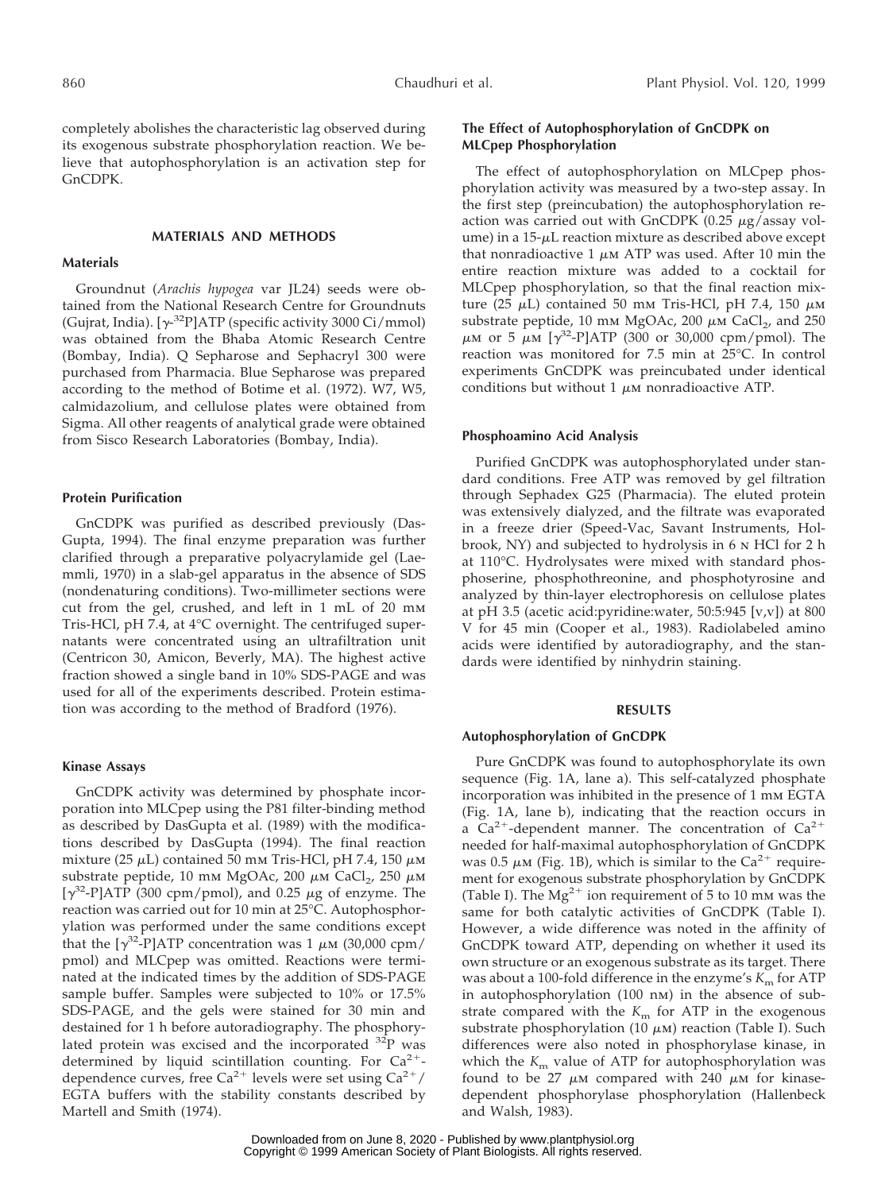completely abolishes the characteristic lag observed during its exogenous substrate phosphorylation reaction. We believe that autophosphorylation is an activation step for GnCDPK.

## MATERIALS AND METHODS

### Materials

Groundnut (*Arachis hypogea* var JL24) seeds were obtained from the National Research Centre for Groundnuts (Gujrat, India). [$\gamma$-$^{32}$P]ATP (specific activity 3000 Ci/mmol) was obtained from the Bhaba Atomic Research Centre (Bombay, India). Q Sepharose and Sephacryl 300 were purchased from Pharmacia. Blue Sepharose was prepared according to the method of Botime et al. (1972). W7, W5, calmidazolium, and cellulose plates were obtained from Sigma. All other reagents of analytical grade were obtained from Sisco Research Laboratories (Bombay, India).

### Protein Purification

GnCDPK was purified as described previously (DasGupta, 1994). The final enzyme preparation was further clarified through a preparative polyacrylamide gel (Laemmli, 1970) in a slab-gel apparatus in the absence of SDS (nondenaturing conditions). Two-millimeter sections were cut from the gel, crushed, and left in 1 mL of 20 mM Tris-HCl, pH 7.4, at 4°C overnight. The centrifuged supernatants were concentrated using an ultrafiltration unit (Centricon 30, Amicon, Beverly, MA). The highest active fraction showed a single band in 10% SDS-PAGE and was used for all of the experiments described. Protein estimation was according to the method of Bradford (1976).

### Kinase Assays

GnCDPK activity was determined by phosphate incorporation into MLCpep using the P81 filter-binding method as described by DasGupta et al. (1989) with the modifications described by DasGupta (1994). The final reaction mixture (25 $\mu$L) contained 50 mM Tris-HCl, pH 7.4, 150 $\mu$M substrate peptide, 10 mM MgOAc, 200 $\mu$M $CaCl_2$, 250 $\mu$M [$\gamma^{32}$-P]ATP (300 cpm/pmol), and 0.25 $\mu$g of enzyme. The reaction was carried out for 10 min at 25°C. Autophosphorylation was performed under the same conditions except that the [$\gamma^{32}$-P]ATP concentration was 1 $\mu$M (30,000 cpm/pmol) and MLCpep was omitted. Reactions were terminated at the indicated times by the addition of SDS-PAGE sample buffer. Samples were subjected to 10% or 17.5% SDS-PAGE, and the gels were stained for 30 min and destained for 1 h before autoradiography. The phosphorylated protein was excised and the incorporated $^{32}$P was determined by liquid scintillation counting. For $Ca^{2+}$-dependence curves, free $Ca^{2+}$ levels were set using $Ca^{2+}$/EGTA buffers with the stability constants described by Martell and Smith (1974).

### The Effect of Autophosphorylation of GnCDPK on MLCpep Phosphorylation

The effect of autophosphorylation on MLCpep phosphorylation activity was measured by a two-step assay. In the first step (preincubation) the autophosphorylation reaction was carried out with GnCDPK (0.25 $\mu$g/assay volume) in a 15-$\mu$L reaction mixture as described above except that nonradioactive 1 $\mu$M ATP was used. After 10 min the entire reaction mixture was added to a cocktail for MLCpep phosphorylation, so that the final reaction mixture (25 $\mu$L) contained 50 mM Tris-HCl, pH 7.4, 150 $\mu$M substrate peptide, 10 mM MgOAc, 200 $\mu$M $CaCl_2$, and 250 $\mu$M or 5 $\mu$M [$\gamma^{32}$-P]ATP (300 or 30,000 cpm/pmol). The reaction was monitored for 7.5 min at 25°C. In control experiments GnCDPK was preincubated under identical conditions but without 1 $\mu$M nonradioactive ATP.

### Phosphoamino Acid Analysis

Purified GnCDPK was autophosphorylated under standard conditions. Free ATP was removed by gel filtration through Sephadex G25 (Pharmacia). The eluted protein was extensively dialyzed, and the filtrate was evaporated in a freeze drier (Speed-Vac, Savant Instruments, Holbrook, NY) and subjected to hydrolysis in 6 N HCl for 2 h at 110°C. Hydrolysates were mixed with standard phosphoserine, phosphothreonine, and phosphotyrosine and analyzed by thin-layer electrophoresis on cellulose plates at pH 3.5 (acetic acid:pyridine:water, 50:5:945 [v,v]) at 800 V for 45 min (Cooper et al., 1983). Radiolabeled amino acids were identified by autoradiography, and the standards were identified by ninhydrin staining.

## RESULTS

### Autophosphorylation of GnCDPK

Pure GnCDPK was found to autophosphorylate its own sequence (Fig. 1A, lane a). This self-catalyzed phosphate incorporation was inhibited in the presence of 1 mM EGTA (Fig. 1A, lane b), indicating that the reaction occurs in a $Ca^{2+}$-dependent manner. The concentration of $Ca^{2+}$ needed for half-maximal autophosphorylation of GnCDPK was 0.5 $\mu$M (Fig. 1B), which is similar to the $Ca^{2+}$ requirement for exogenous substrate phosphorylation by GnCDPK (Table I). The $Mg^{2+}$ ion requirement of 5 to 10 mM was the same for both catalytic activities of GnCDPK (Table I). However, a wide difference was noted in the affinity of GnCDPK toward ATP, depending on whether it used its own structure or an exogenous substrate as its target. There was about a 100-fold difference in the enzyme's $K_m$ for ATP in autophosphorylation (100 nM) in the absence of substrate compared with the $K_m$ for ATP in the exogenous substrate phosphorylation (10 $\mu$M) reaction (Table I). Such differences were also noted in phosphorylase kinase, in which the $K_m$ value of ATP for autophosphorylation was found to be 27 $\mu$M compared with 240 $\mu$M for kinase-dependent phosphorylase phosphorylation (Hallenbeck and Walsh, 1983).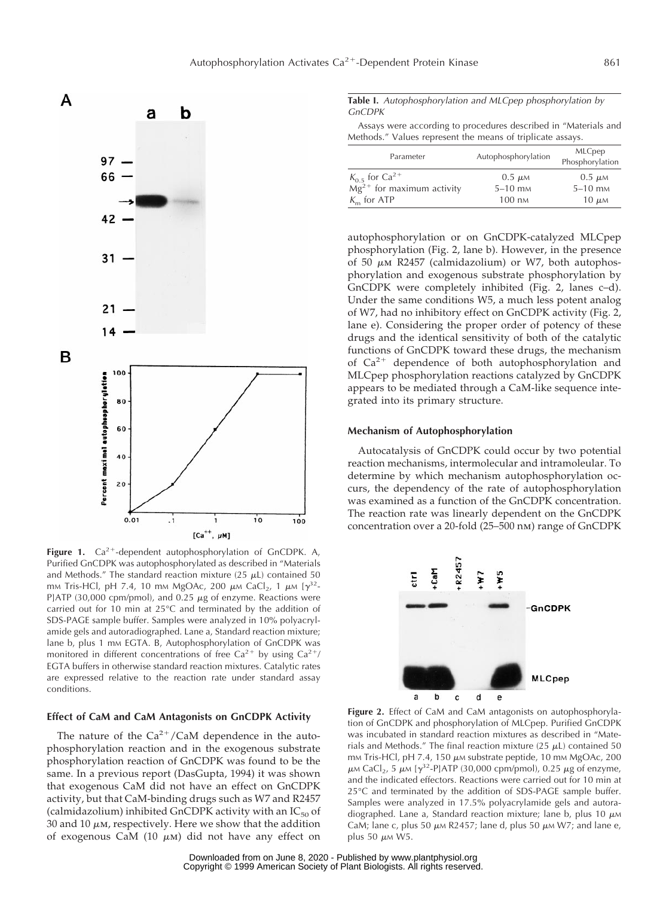**Figure 1.** $Ca^{2+}$-dependent autophosphorylation of GnCDPK. A, Purified GnCDPK was autophosphorylated as described in "Materials and Methods." The standard reaction mixture (25 $\mu$L) contained 50 mM Tris-HCl, pH 7.4, 10 mM MgOAc, 200 $\mu$M $CaCl_2$, 1 $\mu$M [$\gamma^{32}$-P]ATP (30,000 cpm/pmol), and 0.25 $\mu$g of enzyme. Reactions were carried out for 10 min at 25°C and terminated by the addition of SDS-PAGE sample buffer. Samples were analyzed in 10% polyacrylamide gels and autoradiographed. Lane a, Standard reaction mixture; lane b, plus 1 mM EGTA. B, Autophosphorylation of GnCDPK was monitored in different concentrations of free $Ca^{2+}$ by using $Ca^{2+}$/EGTA buffers in otherwise standard reaction mixtures. Catalytic rates are expressed relative to the reaction rate under standard assay conditions.

### Effect of CaM and CaM Antagonists on GnCDPK Activity

The nature of the $Ca^{2+}$/CaM dependence in the autophosphorylation reaction and in the exogenous substrate phosphorylation reaction of GnCDPK was found to be the same. In a previous report (DasGupta, 1994) it was shown that exogenous CaM did not have an effect on GnCDPK activity, but that CaM-binding drugs such as W7 and R2457 (calmidazolium) inhibited GnCDPK activity with an $IC_{50}$ of 30 and 10 $\mu$M, respectively. Here we show that the addition of exogenous CaM (10 $\mu$M) did not have any effect on autophosphorylation or on GnCDPK-catalyzed MLCpep phosphorylation (Fig. 2, lane b). However, in the presence of 50 $\mu$M R2457 (calmidazolium) or W7, both autophosphorylation and exogenous substrate phosphorylation by GnCDPK were completely inhibited (Fig. 2, lanes c–d). Under the same conditions W5, a much less potent analog of W7, had no inhibitory effect on GnCDPK activity (Fig. 2, lane e). Considering the proper order of potency of these drugs and the identical sensitivity of both of the catalytic functions of GnCDPK toward these drugs, the mechanism of $Ca^{2+}$ dependence of both autophosphorylation and MLCpep phosphorylation reactions catalyzed by GnCDPK appears to be mediated through a CaM-like sequence integrated into its primary structure.

**Table I.** *Autophosphorylation and MLCpep phosphorylation by GnCDPK*

Assays were according to procedures described in "Materials and Methods." Values represent the means of triplicate assays.

| Parameter | Autophosphorylation | MLCpep Phosphorylation |
|---|---|---|
| $K_{0.5}$ for $Ca^{2+}$ | 0.5 $\mu$M | 0.5 $\mu$M |
| $Mg^{2+}$ for maximum activity | 5–10 mM | 5–10 mM |
| $K_m$ for ATP | 100 nM | 10 $\mu$M |

### Mechanism of Autophosphorylation

Autocatalysis of GnCDPK could occur by two potential reaction mechanisms, intermolecular and intramoleular. To determine by which mechanism autophosphorylation occurs, the dependency of the rate of autophosphorylation was examined as a function of the GnCDPK concentration. The reaction rate was linearly dependent on the GnCDPK concentration over a 20-fold (25–500 nM) range of GnCDPK

**Figure 2.** Effect of CaM and CaM antagonists on autophosphorylation of GnCDPK and phosphorylation of MLCpep. Purified GnCDPK was incubated in standard reaction mixtures as described in "Materials and Methods." The final reaction mixture (25 $\mu$L) contained 50 mM Tris-HCl, pH 7.4, 150 $\mu$M substrate peptide, 10 mM MgOAc, 200 $\mu$M $CaCl_2$, 5 $\mu$M [$\gamma^{32}$-P]ATP (30,000 cpm/pmol), 0.25 $\mu$g of enzyme, and the indicated effectors. Reactions were carried out for 10 min at 25°C and terminated by the addition of SDS-PAGE sample buffer. Samples were analyzed in 17.5% polyacrylamide gels and autoradiographed. Lane a, Standard reaction mixture; lane b, plus 10 $\mu$M CaM; lane c, plus 50 $\mu$M R2457; lane d, plus 50 $\mu$M W7; and lane e, plus 50 $\mu$M W5.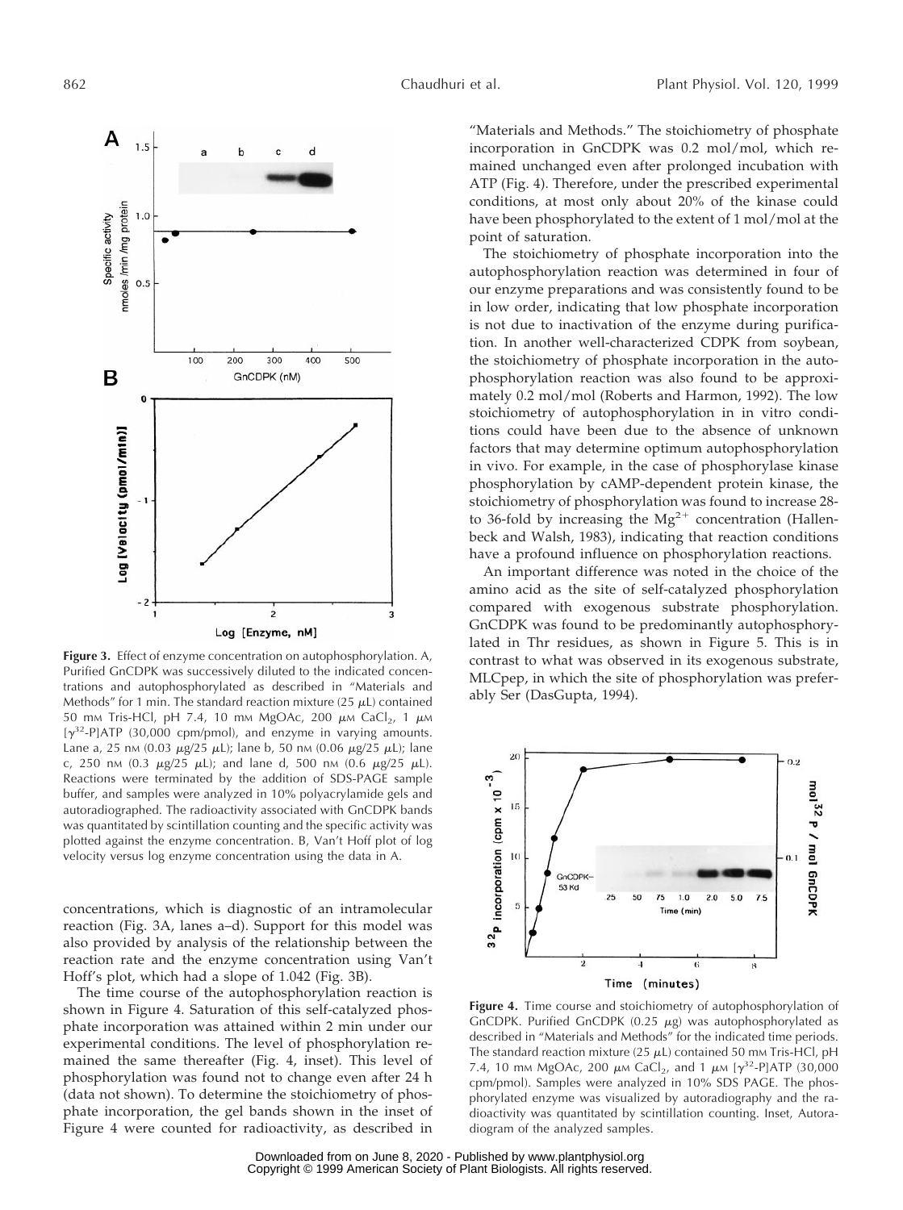**Figure 3.** Effect of enzyme concentration on autophosphorylation. A, Purified GnCDPK was successively diluted to the indicated concentrations and autophosphorylated as described in "Materials and Methods" for 1 min. The standard reaction mixture (25 $\mu$L) contained 50 mM Tris-HCl, pH 7.4, 10 mM MgOAc, 200 $\mu$M $CaCl_2$, 1 $\mu$M [$\gamma^{32}$-P]ATP (30,000 cpm/pmol), and enzyme in varying amounts. Lane a, 25 nM (0.03 $\mu$g/25 $\mu$L); lane b, 50 nM (0.06 $\mu$g/25 $\mu$L); lane c, 250 nM (0.3 $\mu$g/25 $\mu$L); and lane d, 500 nM (0.6 $\mu$g/25 $\mu$L). Reactions were terminated by the addition of SDS-PAGE sample buffer, and samples were analyzed in 10% polyacrylamide gels and autoradiographed. The radioactivity associated with GnCDPK bands was quantitated by scintillation counting and the specific activity was plotted against the enzyme concentration. B, Van't Hoff plot of log velocity versus log enzyme concentration using the data in A.

concentrations, which is diagnostic of an intramolecular reaction (Fig. 3A, lanes a–d). Support for this model was also provided by analysis of the relationship between the reaction rate and the enzyme concentration using Van't Hoff's plot, which had a slope of 1.042 (Fig. 3B).

The time course of the autophosphorylation reaction is shown in Figure 4. Saturation of this self-catalyzed phosphate incorporation was attained within 2 min under our experimental conditions. The level of phosphorylation remained the same thereafter (Fig. 4, inset). This level of phosphorylation was found not to change even after 24 h (data not shown). To determine the stoichiometry of phosphate incorporation, the gel bands shown in the inset of Figure 4 were counted for radioactivity, as described in "Materials and Methods." The stoichiometry of phosphate incorporation in GnCDPK was 0.2 mol/mol, which remained unchanged even after prolonged incubation with ATP (Fig. 4). Therefore, under the prescribed experimental conditions, at most only about 20% of the kinase could have been phosphorylated to the extent of 1 mol/mol at the point of saturation.

The stoichiometry of phosphate incorporation into the autophosphorylation reaction was determined in four of our enzyme preparations and was consistently found to be in low order, indicating that low phosphate incorporation is not due to inactivation of the enzyme during purification. In another well-characterized CDPK from soybean, the stoichiometry of phosphate incorporation in the autophosphorylation reaction was also found to be approximately 0.2 mol/mol (Roberts and Harmon, 1992). The low stoichiometry of autophosphorylation in in vitro conditions could have been due to the absence of unknown factors that may determine optimum autophosphorylation in vivo. For example, in the case of phosphorylase kinase phosphorylation by cAMP-dependent protein kinase, the stoichiometry of phosphorylation was found to increase 28- to 36-fold by increasing the $Mg^{2+}$ concentration (Hallenbeck and Walsh, 1983), indicating that reaction conditions have a profound influence on phosphorylation reactions.

An important difference was noted in the choice of the amino acid as the site of self-catalyzed phosphorylation compared with exogenous substrate phosphorylation. GnCDPK was found to be predominantly autophosphorylated in Thr residues, as shown in Figure 5. This is in contrast to what was observed in its exogenous substrate, MLCpep, in which the site of phosphorylation was preferably Ser (DasGupta, 1994).

**Figure 4.** Time course and stoichiometry of autophosphorylation of GnCDPK. Purified GnCDPK (0.25 $\mu$g) was autophosphorylated as described in "Materials and Methods" for the indicated time periods. The standard reaction mixture (25 $\mu$L) contained 50 mM Tris-HCl, pH 7.4, 10 mM MgOAc, 200 $\mu$M $CaCl_2$, and 1 $\mu$M [$\gamma^{32}$-P]ATP (30,000 cpm/pmol). Samples were analyzed in 10% SDS PAGE. The phosphorylated enzyme was visualized by autoradiography and the radioactivity was quantitated by scintillation counting. Inset, Autoradiogram of the analyzed samples.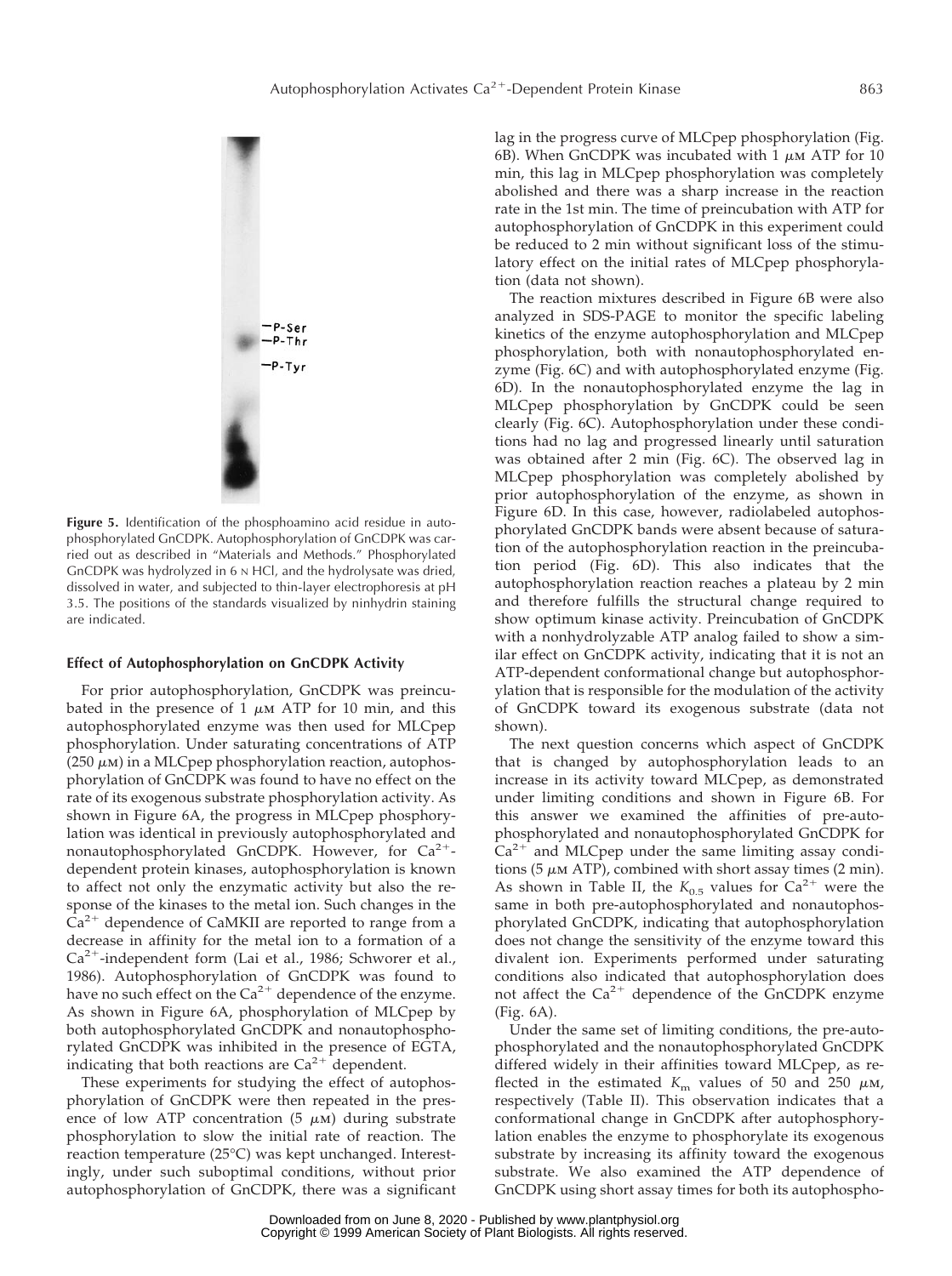**Figure 5.** Identification of the phosphoamino acid residue in autophosphorylated GnCDPK. Autophosphorylation of GnCDPK was carried out as described in "Materials and Methods." Phosphorylated GnCDPK was hydrolyzed in 6 N HCl, and the hydrolysate was dried, dissolved in water, and subjected to thin-layer electrophoresis at pH 3.5. The positions of the standards visualized by ninhydrin staining are indicated.

### Effect of Autophosphorylation on GnCDPK Activity

For prior autophosphorylation, GnCDPK was preincubated in the presence of 1 $\mu$M ATP for 10 min, and this autophosphorylated enzyme was then used for MLCpep phosphorylation. Under saturating concentrations of ATP (250 $\mu$M) in a MLCpep phosphorylation reaction, autophosphorylation of GnCDPK was found to have no effect on the rate of its exogenous substrate phosphorylation activity. As shown in Figure 6A, the progress in MLCpep phosphorylation was identical in previously autophosphorylated and nonautophosphorylated GnCDPK. However, for $Ca^{2+}$-dependent protein kinases, autophosphorylation is known to affect not only the enzymatic activity but also the response of the kinases to the metal ion. Such changes in the $Ca^{2+}$ dependence of CaMKII are reported to range from a decrease in affinity for the metal ion to a formation of a $Ca^{2+}$-independent form (Lai et al., 1986; Schworer et al., 1986). Autophosphorylation of GnCDPK was found to have no such effect on the $Ca^{2+}$ dependence of the enzyme. As shown in Figure 6A, phosphorylation of MLCpep by both autophosphorylated GnCDPK and nonautophosphorylated GnCDPK was inhibited in the presence of EGTA, indicating that both reactions are $Ca^{2+}$ dependent.

These experiments for studying the effect of autophosphorylation of GnCDPK were then repeated in the presence of low ATP concentration (5 $\mu$M) during substrate phosphorylation to slow the initial rate of reaction. The reaction temperature (25°C) was kept unchanged. Interestingly, under such suboptimal conditions, without prior autophosphorylation of GnCDPK, there was a significant lag in the progress curve of MLCpep phosphorylation (Fig. 6B). When GnCDPK was incubated with 1 $\mu$M ATP for 10 min, this lag in MLCpep phosphorylation was completely abolished and there was a sharp increase in the reaction rate in the 1st min. The time of preincubation with ATP for autophosphorylation of GnCDPK in this experiment could be reduced to 2 min without significant loss of the stimulatory effect on the initial rates of MLCpep phosphorylation (data not shown).

The reaction mixtures described in Figure 6B were also analyzed in SDS-PAGE to monitor the specific labeling kinetics of the enzyme autophosphorylation and MLCpep phosphorylation, both with nonautophosphorylated enzyme (Fig. 6C) and with autophosphorylated enzyme (Fig. 6D). In the nonautophosphorylated enzyme the lag in MLCpep phosphorylation by GnCDPK could be seen clearly (Fig. 6C). Autophosphorylation under these conditions had no lag and progressed linearly until saturation was obtained after 2 min (Fig. 6C). The observed lag in MLCpep phosphorylation was completely abolished by prior autophosphorylation of the enzyme, as shown in Figure 6D. In this case, however, radiolabeled autophosphorylated GnCDPK bands were absent because of saturation of the autophosphorylation reaction in the preincubation period (Fig. 6D). This also indicates that the autophosphorylation reaction reaches a plateau by 2 min and therefore fulfills the structural change required to show optimum kinase activity. Preincubation of GnCDPK with a nonhydrolyzable ATP analog failed to show a similar effect on GnCDPK activity, indicating that it is not an ATP-dependent conformational change but autophosphorylation that is responsible for the modulation of the activity of GnCDPK toward its exogenous substrate (data not shown).

The next question concerns which aspect of GnCDPK that is changed by autophosphorylation leads to an increase in its activity toward MLCpep, as demonstrated under limiting conditions and shown in Figure 6B. For this answer we examined the affinities of pre-autophosphorylated and nonautophosphorylated GnCDPK for $Ca^{2+}$ and MLCpep under the same limiting assay conditions (5 $\mu$M ATP), combined with short assay times (2 min). As shown in Table II, the $K_{0.5}$ values for $Ca^{2+}$ were the same in both pre-autophosphorylated and nonautophosphorylated GnCDPK, indicating that autophosphorylation does not change the sensitivity of the enzyme toward this divalent ion. Experiments performed under saturating conditions also indicated that autophosphorylation does not affect the $Ca^{2+}$ dependence of the GnCDPK enzyme (Fig. 6A).

Under the same set of limiting conditions, the pre-autophosphorylated and the nonautophosphorylated GnCDPK differed widely in their affinities toward MLCpep, as reflected in the estimated $K_m$ values of 50 and 250 $\mu$M, respectively (Table II). This observation indicates that a conformational change in GnCDPK after autophosphorylation enables the enzyme to phosphorylate its exogenous substrate by increasing its affinity toward the exogenous substrate. We also examined the ATP dependence of GnCDPK using short assay times for both its autophospho-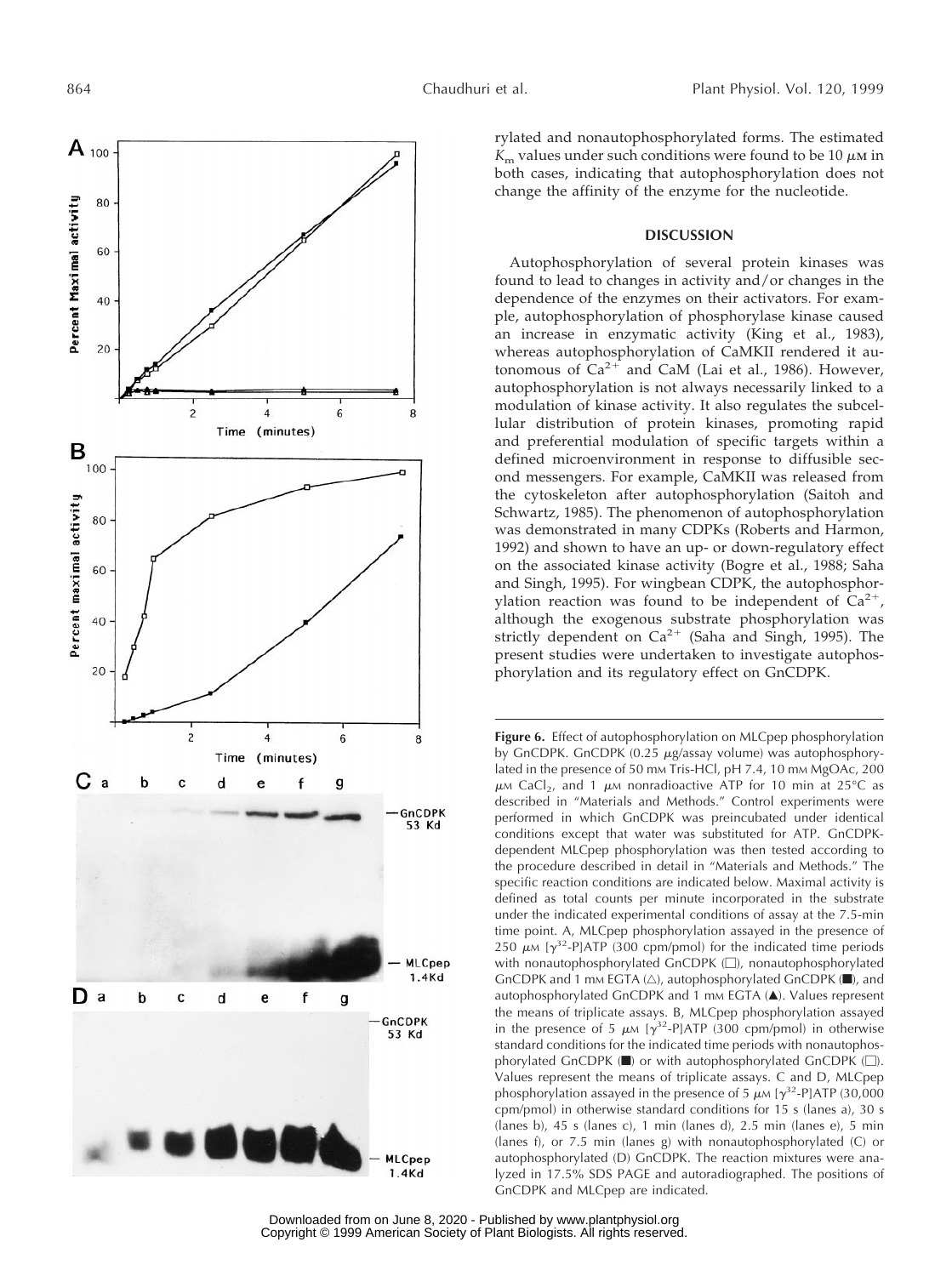rylated and nonautophosphorylated forms. The estimated $K_m$ values under such conditions were found to be 10 $\mu$M in both cases, indicating that autophosphorylation does not change the affinity of the enzyme for the nucleotide.

## DISCUSSION

Autophosphorylation of several protein kinases was found to lead to changes in activity and/or changes in the dependence of the enzymes on their activators. For example, autophosphorylation of phosphorylase kinase caused an increase in enzymatic activity (King et al., 1983), whereas autophosphorylation of CaMKII rendered it autonomous of $Ca^{2+}$ and CaM (Lai et al., 1986). However, autophosphorylation is not always necessarily linked to a modulation of kinase activity. It also regulates the subcellular distribution of protein kinases, promoting rapid and preferential modulation of specific targets within a defined microenvironment in response to diffusible second messengers. For example, CaMKII was released from the cytoskeleton after autophosphorylation (Saitoh and Schwartz, 1985). The phenomenon of autophosphorylation was demonstrated in many CDPKs (Roberts and Harmon, 1992) and shown to have an up- or down-regulatory effect on the associated kinase activity (Bogre et al., 1988; Saha and Singh, 1995). For wingbean CDPK, the autophosphorylation reaction was found to be independent of $Ca^{2+}$, although the exogenous substrate phosphorylation was strictly dependent on $Ca^{2+}$ (Saha and Singh, 1995). The present studies were undertaken to investigate autophosphorylation and its regulatory effect on GnCDPK.

**Figure 6.** Effect of autophosphorylation on MLCpep phosphorylation by GnCDPK. GnCDPK (0.25 $\mu$g/assay volume) was autophosphorylated in the presence of 50 mM Tris-HCl, pH 7.4, 10 mM MgOAc, 200 $\mu$M $CaCl_2$, and 1 $\mu$M nonradioactive ATP for 10 min at 25°C as described in "Materials and Methods." Control experiments were performed in which GnCDPK was preincubated under identical conditions except that water was substituted for ATP. GnCDPK-dependent MLCpep phosphorylation was then tested according to the procedure described in detail in "Materials and Methods." The specific reaction conditions are indicated below. Maximal activity is defined as total counts per minute incorporated in the substrate under the indicated experimental conditions of assay at the 7.5-min time point. A, MLCpep phosphorylation assayed in the presence of 250 $\mu$M [$\gamma^{32}$-P]ATP (300 cpm/pmol) for the indicated time periods with nonautophosphorylated GnCDPK (□), nonautophosphorylated GnCDPK and 1 mM EGTA (△), autophosphorylated GnCDPK (■), and autophosphorylated GnCDPK and 1 mM EGTA (▲). Values represent the means of triplicate assays. B, MLCpep phosphorylation assayed in the presence of 5 $\mu$M [$\gamma^{32}$-P]ATP (300 cpm/pmol) in otherwise standard conditions for the indicated time periods with nonautophosphorylated GnCDPK (■) or with autophosphorylated GnCDPK (□). Values represent the means of triplicate assays. C and D, MLCpep phosphorylation assayed in the presence of 5 $\mu$M [$\gamma^{32}$-P]ATP (30,000 cpm/pmol) in otherwise standard conditions for 15 s (lanes a), 30 s (lanes b), 45 s (lanes c), 1 min (lanes d), 2.5 min (lanes e), 5 min (lanes f), or 7.5 min (lanes g) with nonautophosphorylated (C) or autophosphorylated (D) GnCDPK. The reaction mixtures were analyzed in 17.5% SDS PAGE and autoradiographed. The positions of GnCDPK and MLCpep are indicated.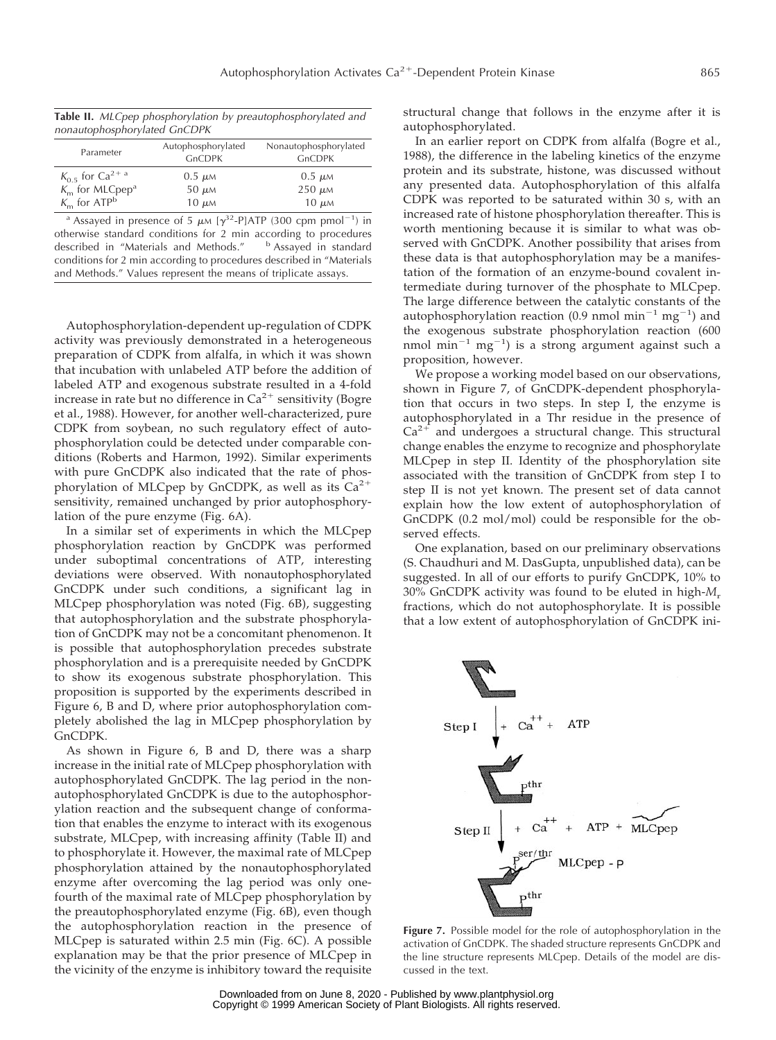**Table II.** *MLCpep phosphorylation by preautophosphorylated and nonautophosphorylated GnCDPK*

| Parameter | Autophosphorylated GnCDPK | Nonautophosphorylated GnCDPK |
|---|---|---|
| $K_{0.5}$ for $Ca^{2+}$ [a] | 0.5 μM | 0.5 μM |
| $K_m$ for MLCpep[a] | 50 μM | 250 μM |
| $K_m$ for ATP[b] | 10 μM | 10 μM |

[a] Assayed in presence of 5 μM [$\gamma^{32}$-P]ATP (300 cpm $pmol^{-1}$) in otherwise standard conditions for 2 min according to procedures described in "Materials and Methods." [b] Assayed in standard conditions for 2 min according to procedures described in "Materials and Methods." Values represent the means of triplicate assays.

Autophosphorylation-dependent up-regulation of CDPK activity was previously demonstrated in a heterogeneous preparation of CDPK from alfalfa, in which it was shown that incubation with unlabeled ATP before the addition of labeled ATP and exogenous substrate resulted in a 4-fold increase in rate but no difference in $Ca^{2+}$ sensitivity (Bogre et al., 1988). However, for another well-characterized, pure CDPK from soybean, no such regulatory effect of autophosphorylation could be detected under comparable conditions (Roberts and Harmon, 1992). Similar experiments with pure GnCDPK also indicated that the rate of phosphorylation of MLCpep by GnCDPK, as well as its $Ca^{2+}$ sensitivity, remained unchanged by prior autophosphorylation of the pure enzyme (Fig. 6A).

In a similar set of experiments in which the MLCpep phosphorylation reaction by GnCDPK was performed under suboptimal concentrations of ATP, interesting deviations were observed. With nonautophosphorylated GnCDPK under such conditions, a significant lag in MLCpep phosphorylation was noted (Fig. 6B), suggesting that autophosphorylation and the substrate phosphorylation of GnCDPK may not be a concomitant phenomenon. It is possible that autophosphorylation precedes substrate phosphorylation and is a prerequisite needed by GnCDPK to show its exogenous substrate phosphorylation. This proposition is supported by the experiments described in Figure 6, B and D, where prior autophosphorylation completely abolished the lag in MLCpep phosphorylation by GnCDPK.

As shown in Figure 6, B and D, there was a sharp increase in the initial rate of MLCpep phosphorylation with autophosphorylated GnCDPK. The lag period in the nonautophosphorylated GnCDPK is due to the autophosphorylation reaction and the subsequent change of conformation that enables the enzyme to interact with its exogenous substrate, MLCpep, with increasing affinity (Table II) and to phosphorylate it. However, the maximal rate of MLCpep phosphorylation attained by the nonautophosphorylated enzyme after overcoming the lag period was only one-fourth of the maximal rate of MLCpep phosphorylation by the preautophosphorylated enzyme (Fig. 6B), even though the autophosphorylation reaction in the presence of MLCpep is saturated within 2.5 min (Fig. 6C). A possible explanation may be that the prior presence of MLCpep in the vicinity of the enzyme is inhibitory toward the requisite structural change that follows in the enzyme after it is autophosphorylated.

In an earlier report on CDPK from alfalfa (Bogre et al., 1988), the difference in the labeling kinetics of the enzyme protein and its substrate, histone, was discussed without any presented data. Autophosphorylation of this alfalfa CDPK was reported to be saturated within 30 s, with an increased rate of histone phosphorylation thereafter. This is worth mentioning because it is similar to what was observed with GnCDPK. Another possibility that arises from these data is that autophosphorylation may be a manifestation of the formation of an enzyme-bound covalent intermediate during turnover of the phosphate to MLCpep. The large difference between the catalytic constants of the autophosphorylation reaction (0.9 nmol $min^{-1}$ $mg^{-1}$) and the exogenous substrate phosphorylation reaction (600 nmol $min^{-1}$ $mg^{-1}$) is a strong argument against such a proposition, however.

We propose a working model based on our observations, shown in Figure 7, of GnCDPK-dependent phosphorylation that occurs in two steps. In step I, the enzyme is autophosphorylated in a Thr residue in the presence of $Ca^{2+}$ and undergoes a structural change. This structural change enables the enzyme to recognize and phosphorylate MLCpep in step II. Identity of the phosphorylation site associated with the transition of GnCDPK from step I to step II is not yet known. The present set of data cannot explain how the low extent of autophosphorylation of GnCDPK (0.2 mol/mol) could be responsible for the observed effects.

One explanation, based on our preliminary observations (S. Chaudhuri and M. DasGupta, unpublished data), can be suggested. In all of our efforts to purify GnCDPK, 10% to 30% GnCDPK activity was found to be eluted in high-$M_r$ fractions, which do not autophosphorylate. It is possible that a low extent of autophosphorylation of GnCDPK ini-

**Figure 7.** Possible model for the role of autophosphorylation in the activation of GnCDPK. The shaded structure represents GnCDPK and the line structure represents MLCpep. Details of the model are discussed in the text.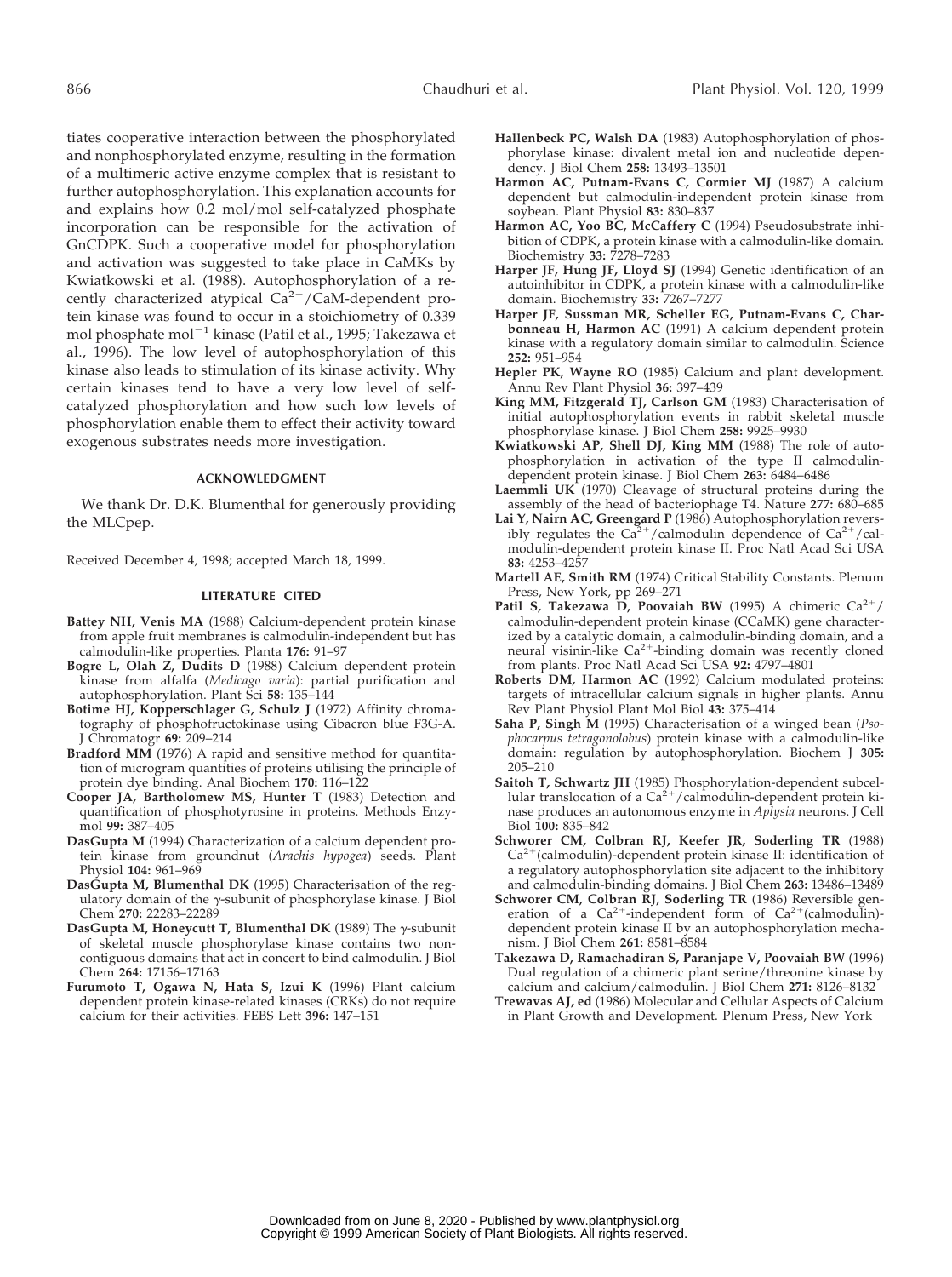tiates cooperative interaction between the phosphorylated and nonphosphorylated enzyme, resulting in the formation of a multimeric active enzyme complex that is resistant to further autophosphorylation. This explanation accounts for and explains how 0.2 mol/mol self-catalyzed phosphate incorporation can be responsible for the activation of GnCDPK. Such a cooperative model for phosphorylation and activation was suggested to take place in CaMKs by Kwiatkowski et al. (1988). Autophosphorylation of a recently characterized atypical $Ca^{2+}$/CaM-dependent protein kinase was found to occur in a stoichiometry of 0.339 mol phosphate $mol^{-1}$ kinase (Patil et al., 1995; Takezawa et al., 1996). The low level of autophosphorylation of this kinase also leads to stimulation of its kinase activity. Why certain kinases tend to have a very low level of self-catalyzed phosphorylation and how such low levels of phosphorylation enable them to effect their activity toward exogenous substrates needs more investigation.

## ACKNOWLEDGMENT

We thank Dr. D.K. Blumenthal for generously providing the MLCpep.

Received December 4, 1998; accepted March 18, 1999.

## LITERATURE CITED

**Battey NH, Venis MA** (1988) Calcium-dependent protein kinase from apple fruit membranes is calmodulin-independent but has calmodulin-like properties. Planta **176:** 91–97

**Bogre L, Olah Z, Dudits D** (1988) Calcium dependent protein kinase from alfalfa (*Medicago varia*): partial purification and autophosphorylation. Plant Sci **58:** 135–144

**Botime HJ, Kopperschlager G, Schulz J** (1972) Affinity chromatography of phosphofructokinase using Cibacron blue F3G-A. J Chromatogr **69:** 209–214

**Bradford MM** (1976) A rapid and sensitive method for quantitation of microgram quantities of proteins utilising the principle of protein dye binding. Anal Biochem **170:** 116–122

**Cooper JA, Bartholomew MS, Hunter T** (1983) Detection and quantification of phosphotyrosine in proteins. Methods Enzymol **99:** 387–405

**DasGupta M** (1994) Characterization of a calcium dependent protein kinase from groundnut (*Arachis hypogea*) seeds. Plant Physiol **104:** 961–969

**DasGupta M, Blumenthal DK** (1995) Characterisation of the regulatory domain of the γ-subunit of phosphorylase kinase. J Biol Chem **270:** 22283–22289

**DasGupta M, Honeycutt T, Blumenthal DK** (1989) The γ-subunit of skeletal muscle phosphorylase kinase contains two noncontiguous domains that act in concert to bind calmodulin. J Biol Chem **264:** 17156–17163

**Furumoto T, Ogawa N, Hata S, Izui K** (1996) Plant calcium dependent protein kinase-related kinases (CRKs) do not require calcium for their activities. FEBS Lett **396:** 147–151

**Hallenbeck PC, Walsh DA** (1983) Autophosphorylation of phosphorylase kinase: divalent metal ion and nucleotide dependency. J Biol Chem **258:** 13493–13501

**Harmon AC, Putnam-Evans C, Cormier MJ** (1987) A calcium dependent but calmodulin-independent protein kinase from soybean. Plant Physiol **83:** 830–837

**Harmon AC, Yoo BC, McCaffery C** (1994) Pseudosubstrate inhibition of CDPK, a protein kinase with a calmodulin-like domain. Biochemistry **33:** 7278–7283

**Harper JF, Hung JF, Lloyd SJ** (1994) Genetic identification of an autoinhibitor in CDPK, a protein kinase with a calmodulin-like domain. Biochemistry **33:** 7267–7277

**Harper JF, Sussman MR, Scheller EG, Putnam-Evans C, Charbonneau H, Harmon AC** (1991) A calcium dependent protein kinase with a regulatory domain similar to calmodulin. Science **252:** 951–954

**Hepler PK, Wayne RO** (1985) Calcium and plant development. Annu Rev Plant Physiol **36:** 397–439

**King MM, Fitzgerald TJ, Carlson GM** (1983) Characterisation of initial autophosphorylation events in rabbit skeletal muscle phosphorylase kinase. J Biol Chem **258:** 9925–9930

**Kwiatkowski AP, Shell DJ, King MM** (1988) The role of autophosphorylation in activation of the type II calmodulin-dependent protein kinase. J Biol Chem **263:** 6484–6486

**Laemmli UK** (1970) Cleavage of structural proteins during the assembly of the head of bacteriophage T4. Nature **277:** 680–685

**Lai Y, Nairn AC, Greengard P** (1986) Autophosphorylation reversibly regulates the $Ca^{2+}$/calmodulin dependence of $Ca^{2+}$/calmodulin-dependent protein kinase II. Proc Natl Acad Sci USA **83:** 4253–4257

**Martell AE, Smith RM** (1974) Critical Stability Constants. Plenum Press, New York, pp 269–271

**Patil S, Takezawa D, Poovaiah BW** (1995) A chimeric $Ca^{2+}$/calmodulin-dependent protein kinase (CCaMK) gene characterized by a catalytic domain, a calmodulin-binding domain, and a neural visinin-like $Ca^{2+}$-binding domain was recently cloned from plants. Proc Natl Acad Sci USA **92:** 4797–4801

**Roberts DM, Harmon AC** (1992) Calcium modulated proteins: targets of intracellular calcium signals in higher plants. Annu Rev Plant Physiol Plant Mol Biol **43:** 375–414

**Saha P, Singh M** (1995) Characterisation of a winged bean (*Psophocarpus tetragonolobus*) protein kinase with a calmodulin-like domain: regulation by autophosphorylation. Biochem J **305:** 205–210

**Saitoh T, Schwartz JH** (1985) Phosphorylation-dependent subcellular translocation of a $Ca^{2+}$/calmodulin-dependent protein kinase produces an autonomous enzyme in *Aplysia* neurons. J Cell Biol **100:** 835–842

**Schworer CM, Colbran RJ, Keefer JR, Soderling TR** (1988) $Ca^{2+}$(calmodulin)-dependent protein kinase II: identification of a regulatory autophosphorylation site adjacent to the inhibitory and calmodulin-binding domains. J Biol Chem **263:** 13486–13489

**Schworer CM, Colbran RJ, Soderling TR** (1986) Reversible generation of a $Ca^{2+}$-independent form of $Ca^{2+}$(calmodulin)-dependent protein kinase II by an autophosphorylation mechanism. J Biol Chem **261:** 8581–8584

**Takezawa D, Ramachadiran S, Paranjape V, Poovaiah BW** (1996) Dual regulation of a chimeric plant serine/threonine kinase by calcium and calcium/calmodulin. J Biol Chem **271:** 8126–8132

**Trewavas AJ, ed** (1986) Molecular and Cellular Aspects of Calcium in Plant Growth and Development. Plenum Press, New York